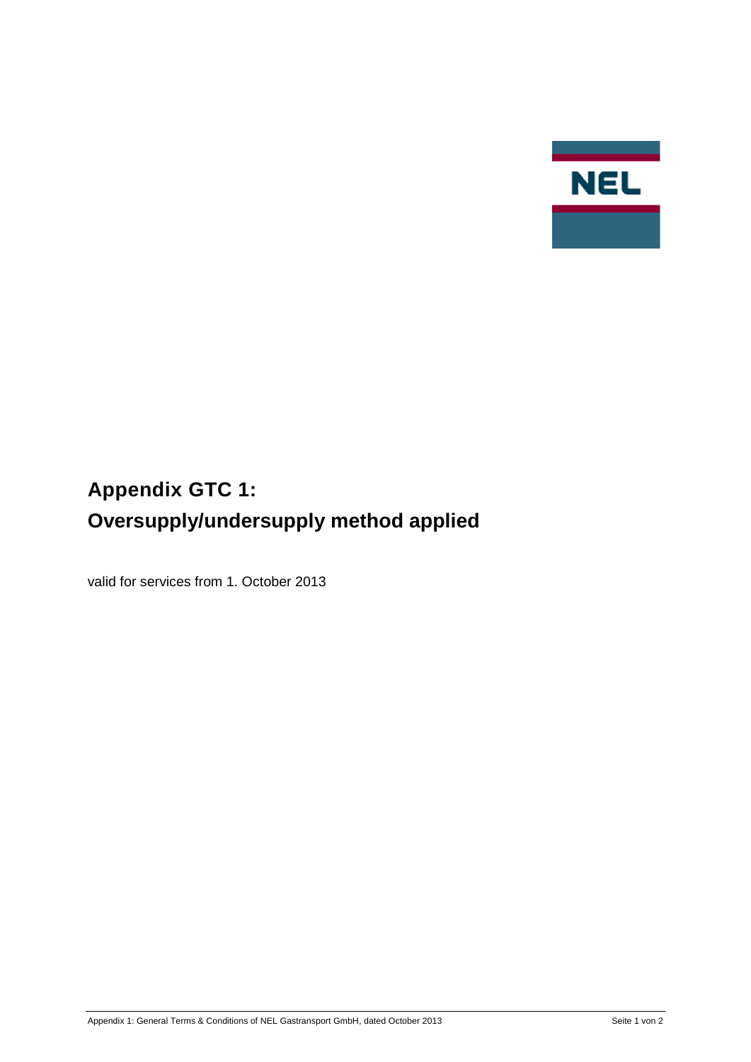NEL

# Appendix GTC 1:
# Oversupply/undersupply method applied

valid for services from 1. October 2013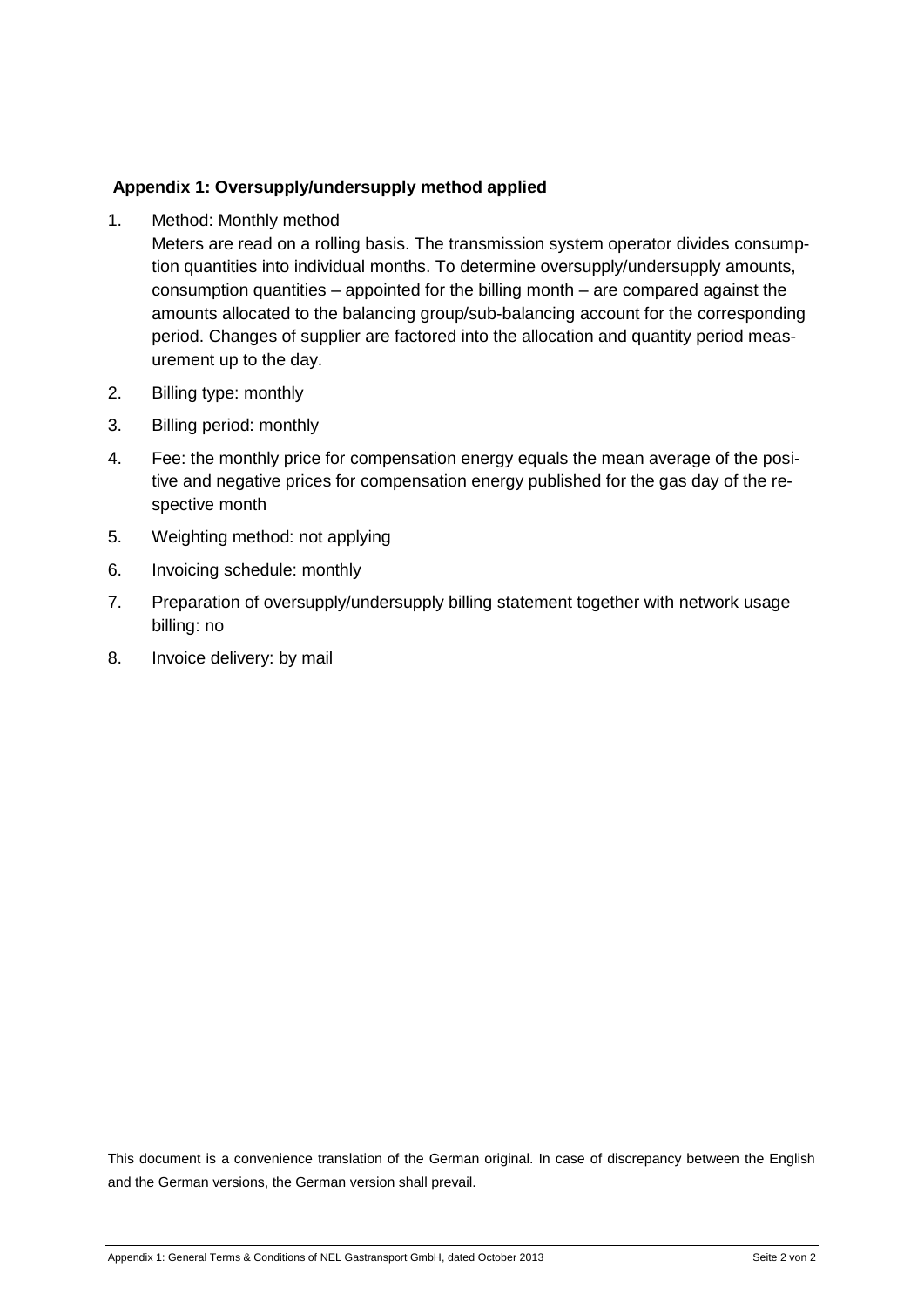**Appendix 1: Oversupply/undersupply method applied**

1. Method: Monthly method
   Meters are read on a rolling basis. The transmission system operator divides consumption quantities into individual months. To determine oversupply/undersupply amounts, consumption quantities – appointed for the billing month – are compared against the amounts allocated to the balancing group/sub-balancing account for the corresponding period. Changes of supplier are factored into the allocation and quantity period measurement up to the day.
2. Billing type: monthly
3. Billing period: monthly
4. Fee: the monthly price for compensation energy equals the mean average of the positive and negative prices for compensation energy published for the gas day of the respective month
5. Weighting method: not applying
6. Invoicing schedule: monthly
7. Preparation of oversupply/undersupply billing statement together with network usage billing: no
8. Invoice delivery: by mail

This document is a convenience translation of the German original. In case of discrepancy between the English and the German versions, the German version shall prevail.